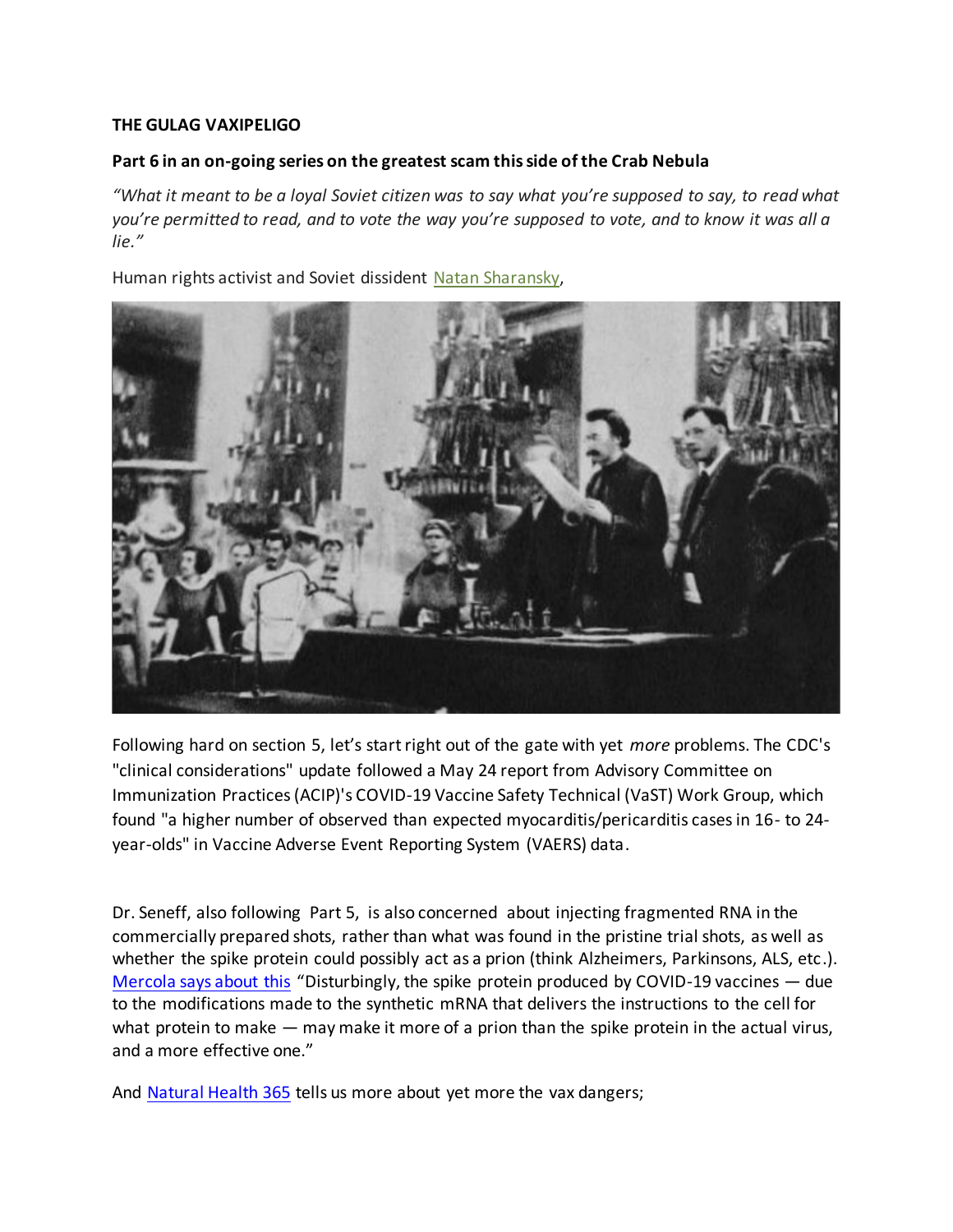**THE GULAG VAXIPELIGO**

**Part 6 in an on-going series on the greatest scam this side of the Crab Nebula**

*"What it meant to be a loyal Soviet citizen was to say what you're supposed to say, to read what you're permitted to read, and to vote the way you're supposed to vote, and to know it was all a lie."*

Human rights activist and Soviet dissident [Natan Sharansky](),

Following hard on section 5, let's start right out of the gate with yet *more* problems. The CDC's "clinical considerations" update followed a May 24 report from Advisory Committee on Immunization Practices (ACIP)'s COVID-19 Vaccine Safety Technical (VaST) Work Group, which found "a higher number of observed than expected myocarditis/pericarditis cases in 16- to 24-year-olds" in Vaccine Adverse Event Reporting System (VAERS) data.

Dr. Seneff, also following Part 5, is also concerned about injecting fragmented RNA in the commercially prepared shots, rather than what was found in the pristine trial shots, as well as whether the spike protein could possibly act as a prion (think Alzheimers, Parkinsons, ALS, etc.). [Mercola says about this]() "Disturbingly, the spike protein produced by COVID-19 vaccines — due to the modifications made to the synthetic mRNA that delivers the instructions to the cell for what protein to make — may make it more of a prion than the spike protein in the actual virus, and a more effective one."

And [Natural Health 365]() tells us more about yet more the vax dangers;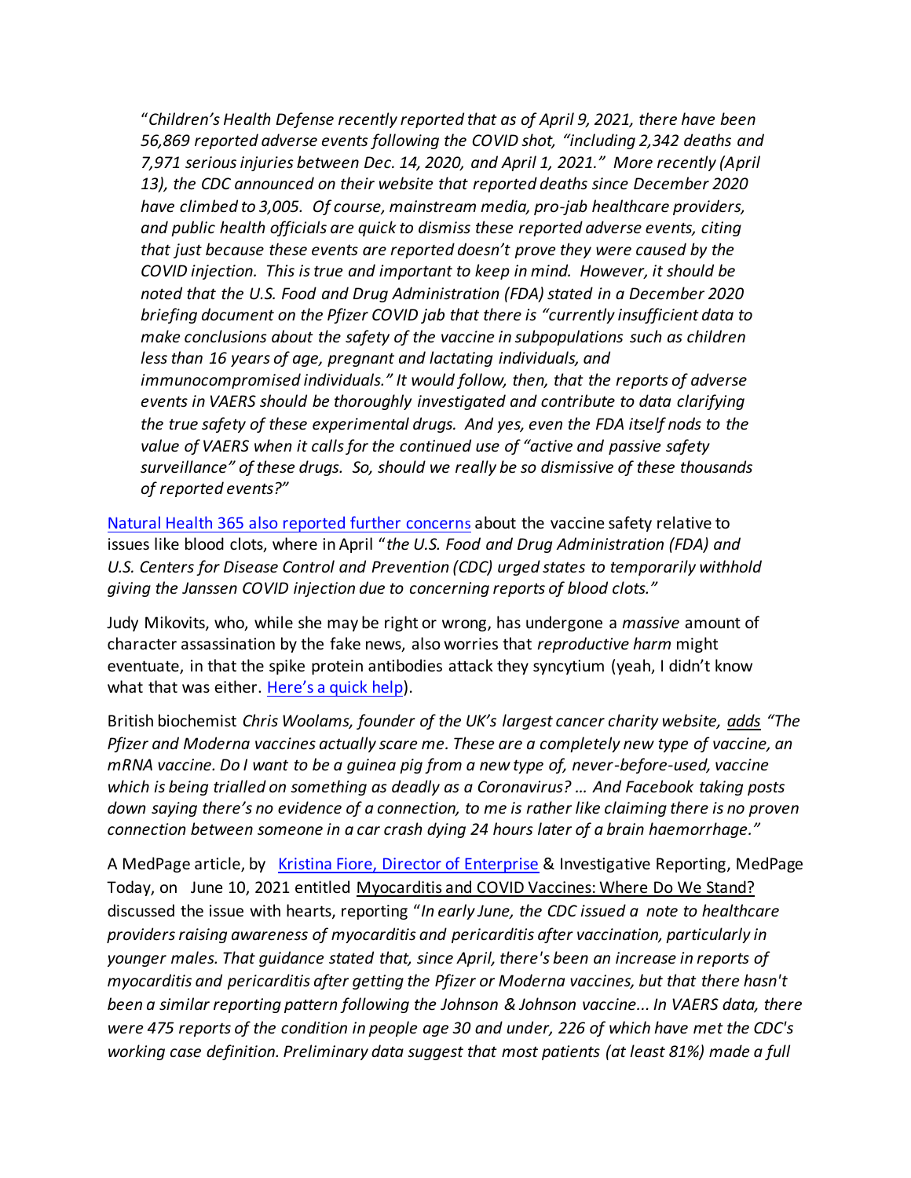*"Children's Health Defense recently reported that as of April 9, 2021, there have been 56,869 reported adverse events following the COVID shot, "including 2,342 deaths and 7,971 serious injuries between Dec. 14, 2020, and April 1, 2021." More recently (April 13), the CDC announced on their website that reported deaths since December 2020 have climbed to 3,005. Of course, mainstream media, pro-jab healthcare providers, and public health officials are quick to dismiss these reported adverse events, citing that just because these events are reported doesn't prove they were caused by the COVID injection. This is true and important to keep in mind. However, it should be noted that the U.S. Food and Drug Administration (FDA) stated in a December 2020 briefing document on the Pfizer COVID jab that there is "currently insufficient data to make conclusions about the safety of the vaccine in subpopulations such as children less than 16 years of age, pregnant and lactating individuals, and immunocompromised individuals." It would follow, then, that the reports of adverse events in VAERS should be thoroughly investigated and contribute to data clarifying the true safety of these experimental drugs. And yes, even the FDA itself nods to the value of VAERS when it calls for the continued use of "active and passive safety surveillance" of these drugs. So, should we really be so dismissive of these thousands of reported events?"*

Natural Health 365 also reported further concerns about the vaccine safety relative to issues like blood clots, where in April "*the U.S. Food and Drug Administration (FDA) and U.S. Centers for Disease Control and Prevention (CDC) urged states to temporarily withhold giving the Janssen COVID injection due to concerning reports of blood clots."*

Judy Mikovits, who, while she may be right or wrong, has undergone a *massive* amount of character assassination by the fake news, also worries that *reproductive harm* might eventuate, in that the spike protein antibodies attack they syncytium (yeah, I didn't know what that was either. Here's a quick help).

British biochemist *Chris Woolams, founder of the UK's largest cancer charity website, adds "The Pfizer and Moderna vaccines actually scare me. These are a completely new type of vaccine, an mRNA vaccine. Do I want to be a guinea pig from a new type of, never-before-used, vaccine which is being trialled on something as deadly as a Coronavirus? … And Facebook taking posts down saying there's no evidence of a connection, to me is rather like claiming there is no proven connection between someone in a car crash dying 24 hours later of a brain haemorrhage."*

A MedPage article, by Kristina Fiore, Director of Enterprise & Investigative Reporting, MedPage Today, on June 10, 2021 entitled Myocarditis and COVID Vaccines: Where Do We Stand? discussed the issue with hearts, reporting "*In early June, the CDC issued a note to healthcare providers raising awareness of myocarditis and pericarditis after vaccination, particularly in younger males. That guidance stated that, since April, there's been an increase in reports of myocarditis and pericarditis after getting the Pfizer or Moderna vaccines, but that there hasn't been a similar reporting pattern following the Johnson & Johnson vaccine... In VAERS data, there were 475 reports of the condition in people age 30 and under, 226 of which have met the CDC's working case definition. Preliminary data suggest that most patients (at least 81%) made a full*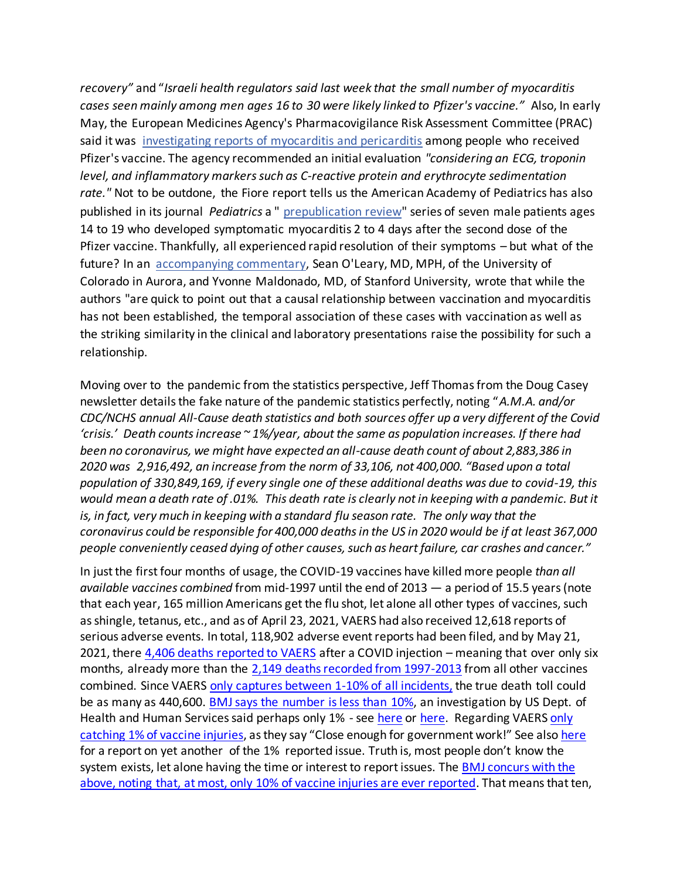*recovery"* and "*Israeli health regulators said last week that the small number of myocarditis cases seen mainly among men ages 16 to 30 were likely linked to Pfizer's vaccine."* Also, In early May, the European Medicines Agency's Pharmacovigilance Risk Assessment Committee (PRAC) said it was investigating reports of myocarditis and pericarditis among people who received Pfizer's vaccine. The agency recommended an initial evaluation *"considering an ECG, troponin level, and inflammatory markers such as C-reactive protein and erythrocyte sedimentation rate."* Not to be outdone, the Fiore report tells us the American Academy of Pediatrics has also published in its journal *Pediatrics* a " prepublication review" series of seven male patients ages 14 to 19 who developed symptomatic myocarditis 2 to 4 days after the second dose of the Pfizer vaccine. Thankfully, all experienced rapid resolution of their symptoms – but what of the future? In an accompanying commentary, Sean O'Leary, MD, MPH, of the University of Colorado in Aurora, and Yvonne Maldonado, MD, of Stanford University, wrote that while the authors "are quick to point out that a causal relationship between vaccination and myocarditis has not been established, the temporal association of these cases with vaccination as well as the striking similarity in the clinical and laboratory presentations raise the possibility for such a relationship.

Moving over to the pandemic from the statistics perspective, Jeff Thomas from the Doug Casey newsletter details the fake nature of the pandemic statistics perfectly, noting "*A.M.A. and/or CDC/NCHS annual All-Cause death statistics and both sources offer up a very different of the Covid 'crisis.' Death counts increase ~1%/year, about the same as population increases. If there had been no coronavirus, we might have expected an all-cause death count of about 2,883,386 in 2020 was 2,916,492, an increase from the norm of 33,106, not 400,000. "Based upon a total population of 330,849,169, if every single one of these additional deaths was due to covid-19, this would mean a death rate of .01%. This death rate is clearly not in keeping with a pandemic. But it is, in fact, very much in keeping with a standard flu season rate. The only way that the coronavirus could be responsible for 400,000 deaths in the US in 2020 would be if at least 367,000 people conveniently ceased dying of other causes, such as heart failure, car crashes and cancer."*

In just the first four months of usage, the COVID-19 vaccines have killed more people *than all available vaccines combined* from mid-1997 until the end of 2013 — a period of 15.5 years (note that each year, 165 million Americans get the flu shot, let alone all other types of vaccines, such as shingle, tetanus, etc., and as of April 23, 2021, VAERS had also received 12,618 reports of serious adverse events. In total, 118,902 adverse event reports had been filed, and by May 21, 2021, there 4,406 deaths reported to VAERS after a COVID injection – meaning that over only six months, already more than the 2,149 deaths recorded from 1997-2013 from all other vaccines combined. Since VAERS only captures between 1-10% of all incidents, the true death toll could be as many as 440,600. BMJ says the number is less than 10%, an investigation by US Dept. of Health and Human Services said perhaps only 1% - see here or here. Regarding VAERS only catching 1% of vaccine injuries, as they say "Close enough for government work!" See also here for a report on yet another of the 1% reported issue. Truth is, most people don't know the system exists, let alone having the time or interest to report issues. The BMJ concurs with the above, noting that, at most, only 10% of vaccine injuries are ever reported. That means that ten,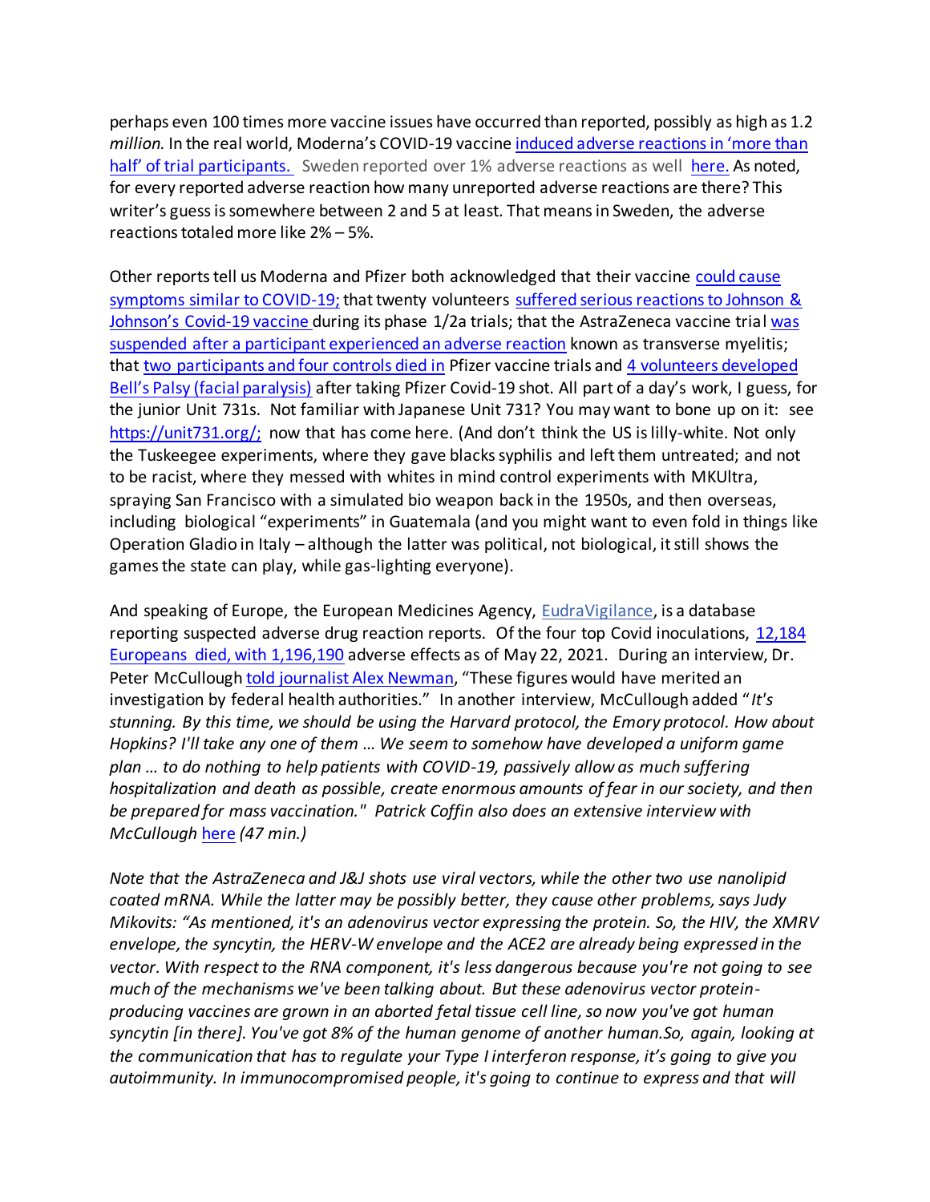perhaps even 100 times more vaccine issues have occurred than reported, possibly as high as 1.2 *million.* In the real world, Moderna's COVID-19 vaccine [induced adverse reactions in 'more than half' of trial participants.]() Sweden reported over 1% adverse reactions as well [here.]() As noted, for every reported adverse reaction how many unreported adverse reactions are there? This writer's guess is somewhere between 2 and 5 at least. That means in Sweden, the adverse reactions totaled more like 2% – 5%.

Other reports tell us Moderna and Pfizer both acknowledged that their vaccine [could cause symptoms similar to COVID-19;]() that twenty volunteers [suffered serious reactions to Johnson & Johnson's Covid-19 vaccine]() during its phase 1/2a trials; that the AstraZeneca vaccine trial [was suspended after a participant experienced an adverse reaction]() known as transverse myelitis; that [two participants and four controls died in]() Pfizer vaccine trials and [4 volunteers developed Bell's Palsy (facial paralysis)]() after taking Pfizer Covid-19 shot. All part of a day's work, I guess, for the junior Unit 731s. Not familiar with Japanese Unit 731? You may want to bone up on it: see [https://unit731.org/;](https://unit731.org/) now that has come here. (And don't think the US is lilly-white. Not only the Tuskeegee experiments, where they gave blacks syphilis and left them untreated; and not to be racist, where they messed with whites in mind control experiments with MKUltra, spraying San Francisco with a simulated bio weapon back in the 1950s, and then overseas, including biological "experiments" in Guatemala (and you might want to even fold in things like Operation Gladio in Italy – although the latter was political, not biological, it still shows the games the state can play, while gas-lighting everyone).

And speaking of Europe, the European Medicines Agency, [EudraVigilance](), is a database reporting suspected adverse drug reaction reports. Of the four top Covid inoculations, [12,184 Europeans died, with 1,196,190]() adverse effects as of May 22, 2021. During an interview, Dr. Peter McCullough [told journalist Alex Newman](), "These figures would have merited an investigation by federal health authorities." In another interview, McCullough added "*It's stunning. By this time, we should be using the Harvard protocol, the Emory protocol. How about Hopkins? I'll take any one of them … We seem to somehow have developed a uniform game plan … to do nothing to help patients with COVID-19, passively allow as much suffering hospitalization and death as possible, create enormous amounts of fear in our society, and then be prepared for mass vaccination." Patrick Coffin also does an extensive interview with McCullough* [here]() *(47 min.)*

*Note that the AstraZeneca and J&J shots use viral vectors, while the other two use nanolipid coated mRNA. While the latter may be possibly better, they cause other problems, says Judy Mikovits: "As mentioned, it's an adenovirus vector expressing the protein. So, the HIV, the XMRV envelope, the syncytin, the HERV-W envelope and the ACE2 are already being expressed in the vector. With respect to the RNA component, it's less dangerous because you're not going to see much of the mechanisms we've been talking about. But these adenovirus vector protein-producing vaccines are grown in an aborted fetal tissue cell line, so now you've got human syncytin [in there]. You've got 8% of the human genome of another human.So, again, looking at the communication that has to regulate your Type I interferon response, it's going to give you autoimmunity. In immunocompromised people, it's going to continue to express and that will*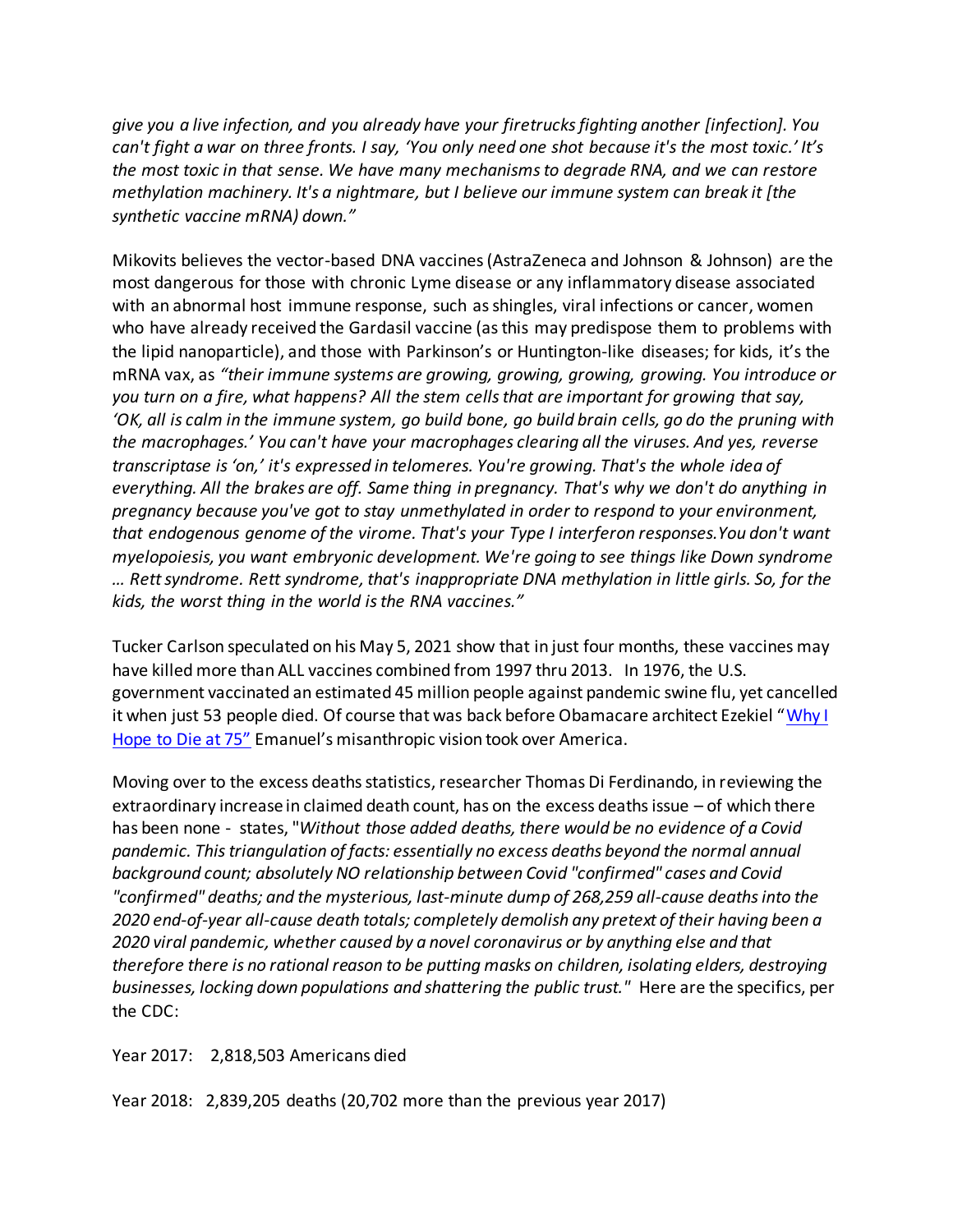*give you a live infection, and you already have your firetrucks fighting another [infection]. You can't fight a war on three fronts. I say, 'You only need one shot because it's the most toxic.' It's the most toxic in that sense. We have many mechanisms to degrade RNA, and we can restore methylation machinery. It's a nightmare, but I believe our immune system can break it [the synthetic vaccine mRNA) down."*

Mikovits believes the vector-based DNA vaccines (AstraZeneca and Johnson & Johnson) are the most dangerous for those with chronic Lyme disease or any inflammatory disease associated with an abnormal host immune response, such as shingles, viral infections or cancer, women who have already received the Gardasil vaccine (as this may predispose them to problems with the lipid nanoparticle), and those with Parkinson's or Huntington-like diseases; for kids, it's the mRNA vax, as *"their immune systems are growing, growing, growing, growing. You introduce or you turn on a fire, what happens? All the stem cells that are important for growing that say, 'OK, all is calm in the immune system, go build bone, go build brain cells, go do the pruning with the macrophages.' You can't have your macrophages clearing all the viruses. And yes, reverse transcriptase is 'on,' it's expressed in telomeres. You're growing. That's the whole idea of everything. All the brakes are off. Same thing in pregnancy. That's why we don't do anything in pregnancy because you've got to stay unmethylated in order to respond to your environment, that endogenous genome of the virome. That's your Type I interferon responses. You don't want myelopoiesis, you want embryonic development. We're going to see things like Down syndrome … Rett syndrome. Rett syndrome, that's inappropriate DNA methylation in little girls. So, for the kids, the worst thing in the world is the RNA vaccines."*

Tucker Carlson speculated on his May 5, 2021 show that in just four months, these vaccines may have killed more than ALL vaccines combined from 1997 thru 2013. In 1976, the U.S. government vaccinated an estimated 45 million people against pandemic swine flu, yet cancelled it when just 53 people died. Of course that was back before Obamacare architect Ezekiel "Why I Hope to Die at 75" Emanuel's misanthropic vision took over America.

Moving over to the excess deaths statistics, researcher Thomas Di Ferdinando, in reviewing the extraordinary increase in claimed death count, has on the excess deaths issue – of which there has been none - states, "*Without those added deaths, there would be no evidence of a Covid pandemic. This triangulation of facts: essentially no excess deaths beyond the normal annual background count; absolutely NO relationship between Covid "confirmed" cases and Covid "confirmed" deaths; and the mysterious, last-minute dump of 268,259 all-cause deaths into the 2020 end-of-year all-cause death totals; completely demolish any pretext of their having been a 2020 viral pandemic, whether caused by a novel coronavirus or by anything else and that therefore there is no rational reason to be putting masks on children, isolating elders, destroying businesses, locking down populations and shattering the public trust.*" Here are the specifics, per the CDC:

Year 2017: 2,818,503 Americans died

Year 2018: 2,839,205 deaths (20,702 more than the previous year 2017)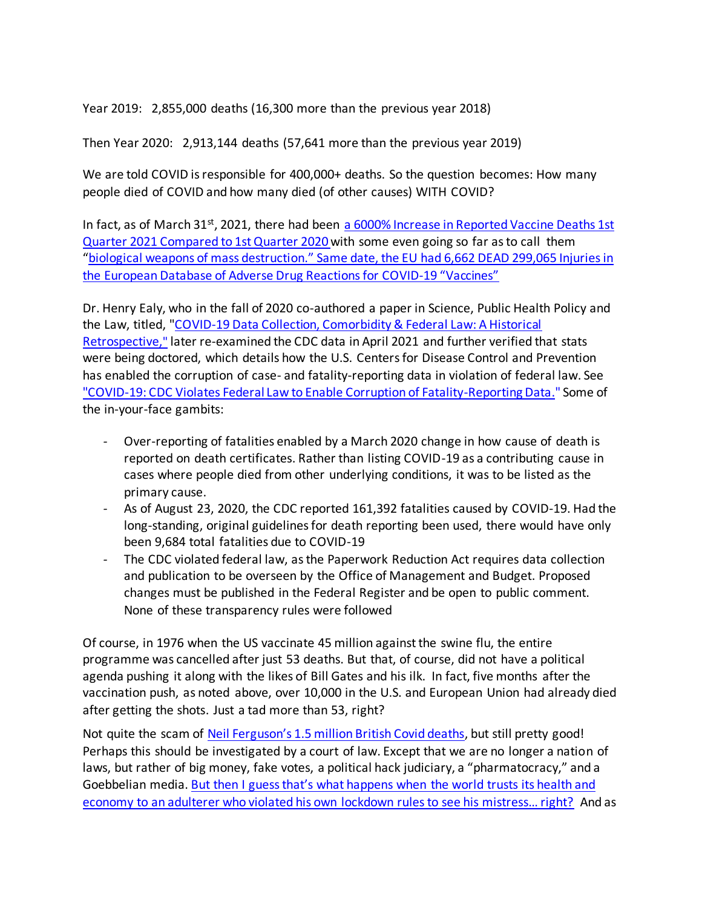Year 2019: 2,855,000 deaths (16,300 more than the previous year 2018)

Then Year 2020: 2,913,144 deaths (57,641 more than the previous year 2019)

We are told COVID is responsible for 400,000+ deaths. So the question becomes: How many people died of COVID and how many died (of other causes) WITH COVID?

In fact, as of March 31st, 2021, there had been a 6000% Increase in Reported Vaccine Deaths 1st Quarter 2021 Compared to 1st Quarter 2020 with some even going so far as to call them "biological weapons of mass destruction." Same date, the EU had 6,662 DEAD 299,065 Injuries in the European Database of Adverse Drug Reactions for COVID-19 "Vaccines"

Dr. Henry Ealy, who in the fall of 2020 co-authored a paper in Science, Public Health Policy and the Law, titled, "COVID-19 Data Collection, Comorbidity & Federal Law: A Historical Retrospective," later re-examined the CDC data in April 2021 and further verified that stats were being doctored, which details how the U.S. Centers for Disease Control and Prevention has enabled the corruption of case- and fatality-reporting data in violation of federal law. See "COVID-19: CDC Violates Federal Law to Enable Corruption of Fatality-Reporting Data." Some of the in-your-face gambits:

- Over-reporting of fatalities enabled by a March 2020 change in how cause of death is reported on death certificates. Rather than listing COVID-19 as a contributing cause in cases where people died from other underlying conditions, it was to be listed as the primary cause.
- As of August 23, 2020, the CDC reported 161,392 fatalities caused by COVID-19. Had the long-standing, original guidelines for death reporting been used, there would have only been 9,684 total fatalities due to COVID-19
- The CDC violated federal law, as the Paperwork Reduction Act requires data collection and publication to be overseen by the Office of Management and Budget. Proposed changes must be published in the Federal Register and be open to public comment. None of these transparency rules were followed

Of course, in 1976 when the US vaccinate 45 million against the swine flu, the entire programme was cancelled after just 53 deaths. But that, of course, did not have a political agenda pushing it along with the likes of Bill Gates and his ilk. In fact, five months after the vaccination push, as noted above, over 10,000 in the U.S. and European Union had already died after getting the shots. Just a tad more than 53, right?

Not quite the scam of Neil Ferguson's 1.5 million British Covid deaths, but still pretty good! Perhaps this should be investigated by a court of law. Except that we are no longer a nation of laws, but rather of big money, fake votes, a political hack judiciary, a "pharmatocracy," and a Goebbelian media. But then I guess that's what happens when the world trusts its health and economy to an adulterer who violated his own lockdown rules to see his mistress… right? And as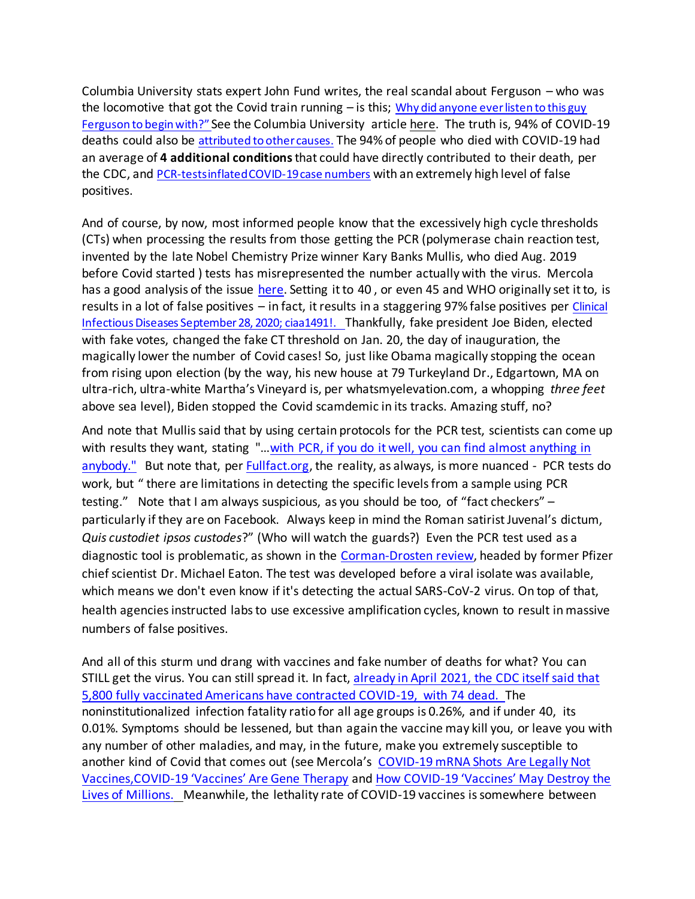Columbia University stats expert John Fund writes, the real scandal about Ferguson – who was the locomotive that got the Covid train running – is this; Why did anyone ever listen to this guy Ferguson to begin with?" See the Columbia University article here. The truth is, 94% of COVID-19 deaths could also be attributed to other causes. The 94% of people who died with COVID-19 had an average of **4 additional conditions** that could have directly contributed to their death, per the CDC, and PCR-tests inflated COVID-19 case numbers with an extremely high level of false positives.

And of course, by now, most informed people know that the excessively high cycle thresholds (CTs) when processing the results from those getting the PCR (polymerase chain reaction test, invented by the late Nobel Chemistry Prize winner Kary Banks Mullis, who died Aug. 2019 before Covid started ) tests has misrepresented the number actually with the virus. Mercola has a good analysis of the issue here. Setting it to 40 , or even 45 and WHO originally set it to, is results in a lot of false positives – in fact, it results in a staggering 97% false positives per Clinical Infectious Diseases September 28, 2020; ciaa1491!. Thankfully, fake president Joe Biden, elected with fake votes, changed the fake CT threshold on Jan. 20, the day of inauguration, the magically lower the number of Covid cases! So, just like Obama magically stopping the ocean from rising upon election (by the way, his new house at 79 Turkeyland Dr., Edgartown, MA on ultra-rich, ultra-white Martha's Vineyard is, per whatsmyelevation.com, a whopping *three feet* above sea level), Biden stopped the Covid scamdemic in its tracks. Amazing stuff, no?

And note that Mullis said that by using certain protocols for the PCR test, scientists can come up with results they want, stating "…with PCR, if you do it well, you can find almost anything in anybody." But note that, per Fullfact.org, the reality, as always, is more nuanced - PCR tests do work, but " there are limitations in detecting the specific levels from a sample using PCR testing." Note that I am always suspicious, as you should be too, of "fact checkers" – particularly if they are on Facebook. Always keep in mind the Roman satirist Juvenal's dictum, *Quis custodiet ipsos custodes*?" (Who will watch the guards?) Even the PCR test used as a diagnostic tool is problematic, as shown in the Corman-Drosten review, headed by former Pfizer chief scientist Dr. Michael Eaton. The test was developed before a viral isolate was available, which means we don't even know if it's detecting the actual SARS-CoV-2 virus. On top of that, health agencies instructed labs to use excessive amplification cycles, known to result in massive numbers of false positives.

And all of this sturm und drang with vaccines and fake number of deaths for what? You can STILL get the virus. You can still spread it. In fact, already in April 2021, the CDC itself said that 5,800 fully vaccinated Americans have contracted COVID-19, with 74 dead. The noninstitutionalized infection fatality ratio for all age groups is 0.26%, and if under 40, its 0.01%. Symptoms should be lessened, but than again the vaccine may kill you, or leave you with any number of other maladies, and may, in the future, make you extremely susceptible to another kind of Covid that comes out (see Mercola's COVID-19 mRNA Shots Are Legally Not Vaccines,COVID-19 'Vaccines' Are Gene Therapy and How COVID-19 'Vaccines' May Destroy the Lives of Millions. Meanwhile, the lethality rate of COVID-19 vaccines is somewhere between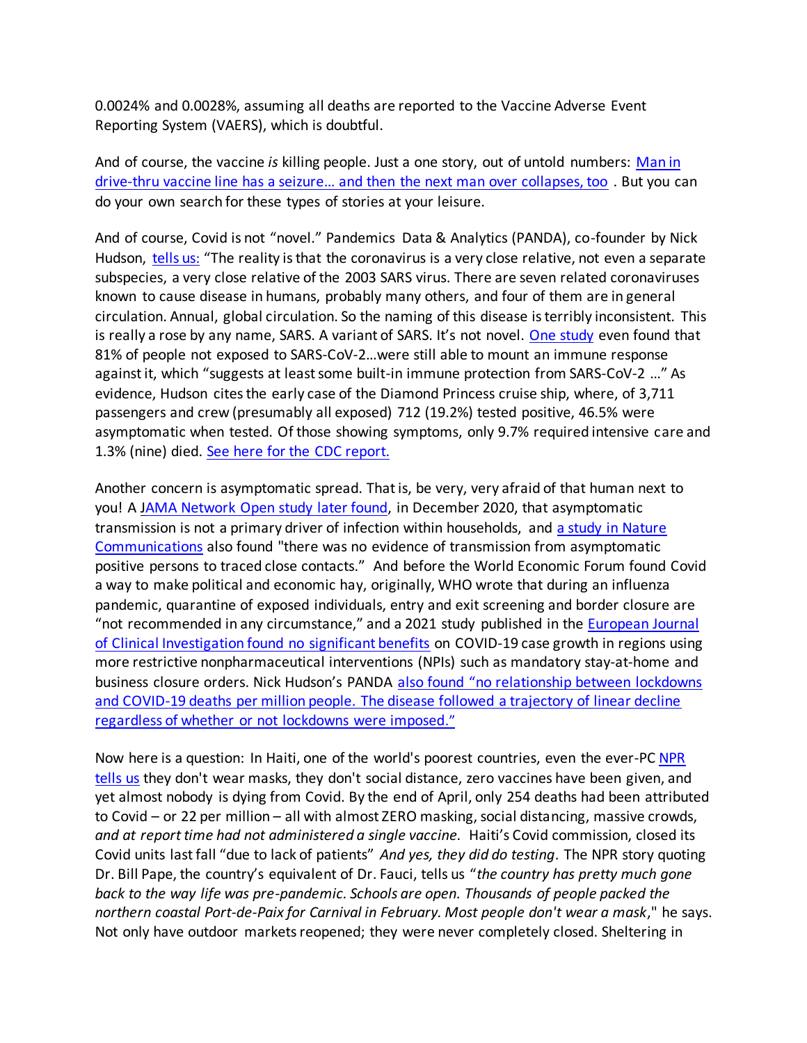0.0024% and 0.0028%, assuming all deaths are reported to the Vaccine Adverse Event Reporting System (VAERS), which is doubtful.

And of course, the vaccine *is* killing people. Just a one story, out of untold numbers: Man in drive-thru vaccine line has a seizure… and then the next man over collapses, too . But you can do your own search for these types of stories at your leisure.

And of course, Covid is not "novel." Pandemics Data & Analytics (PANDA), co-founder by Nick Hudson, tells us: "The reality is that the coronavirus is a very close relative, not even a separate subspecies, a very close relative of the 2003 SARS virus. There are seven related coronaviruses known to cause disease in humans, probably many others, and four of them are in general circulation. Annual, global circulation. So the naming of this disease is terribly inconsistent. This is really a rose by any name, SARS. A variant of SARS. It's not novel. One study even found that 81% of people not exposed to SARS-CoV-2…were still able to mount an immune response against it, which "suggests at least some built-in immune protection from SARS-CoV-2 …" As evidence, Hudson cites the early case of the Diamond Princess cruise ship, where, of 3,711 passengers and crew (presumably all exposed) 712 (19.2%) tested positive, 46.5% were asymptomatic when tested. Of those showing symptoms, only 9.7% required intensive care and 1.3% (nine) died. See here for the CDC report.

Another concern is asymptomatic spread. That is, be very, very afraid of that human next to you! A JAMA Network Open study later found, in December 2020, that asymptomatic transmission is not a primary driver of infection within households, and a study in Nature Communications also found "there was no evidence of transmission from asymptomatic positive persons to traced close contacts." And before the World Economic Forum found Covid a way to make political and economic hay, originally, WHO wrote that during an influenza pandemic, quarantine of exposed individuals, entry and exit screening and border closure are "not recommended in any circumstance," and a 2021 study published in the European Journal of Clinical Investigation found no significant benefits on COVID-19 case growth in regions using more restrictive nonpharmaceutical interventions (NPIs) such as mandatory stay-at-home and business closure orders. Nick Hudson's PANDA also found "no relationship between lockdowns and COVID-19 deaths per million people. The disease followed a trajectory of linear decline regardless of whether or not lockdowns were imposed."

Now here is a question: In Haiti, one of the world's poorest countries, even the ever-PC NPR tells us they don't wear masks, they don't social distance, zero vaccines have been given, and yet almost nobody is dying from Covid. By the end of April, only 254 deaths had been attributed to Covid – or 22 per million – all with almost ZERO masking, social distancing, massive crowds, *and at report time had not administered a single vaccine.* Haiti's Covid commission, closed its Covid units last fall "due to lack of patients" *And yes, they did do testing*. The NPR story quoting Dr. Bill Pape, the country's equivalent of Dr. Fauci, tells us "*the country has pretty much gone back to the way life was pre-pandemic. Schools are open. Thousands of people packed the northern coastal Port-de-Paix for Carnival in February. Most people don't wear a mask*," he says. Not only have outdoor markets reopened; they were never completely closed. Sheltering in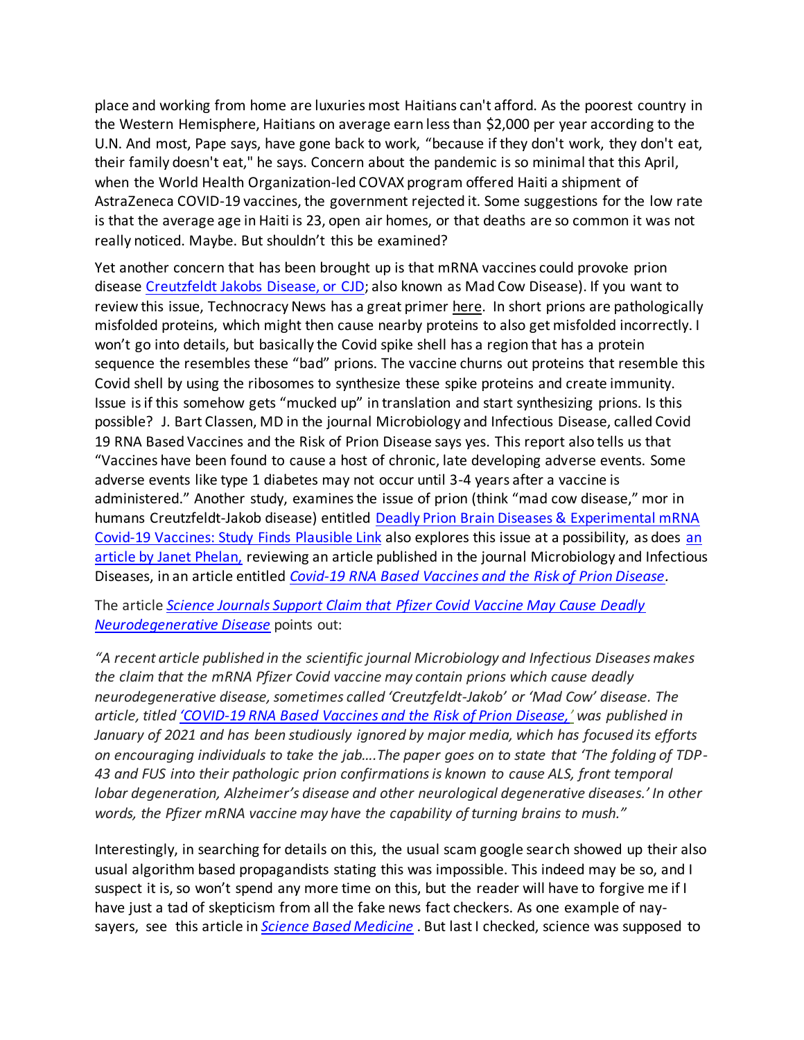place and working from home are luxuries most Haitians can't afford. As the poorest country in the Western Hemisphere, Haitians on average earn less than $2,000 per year according to the U.N. And most, Pape says, have gone back to work, "because if they don't work, they don't eat, their family doesn't eat," he says. Concern about the pandemic is so minimal that this April, when the World Health Organization-led COVAX program offered Haiti a shipment of AstraZeneca COVID-19 vaccines, the government rejected it. Some suggestions for the low rate is that the average age in Haiti is 23, open air homes, or that deaths are so common it was not really noticed. Maybe. But shouldn't this be examined?

Yet another concern that has been brought up is that mRNA vaccines could provoke prion disease [Creutzfeldt Jakobs Disease, or CJD](); also known as Mad Cow Disease). If you want to review this issue, Technocracy News has a great primer [here](). In short prions are pathologically misfolded proteins, which might then cause nearby proteins to also get misfolded incorrectly. I won't go into details, but basically the Covid spike shell has a region that has a protein sequence the resembles these "bad" prions. The vaccine churns out proteins that resemble this Covid shell by using the ribosomes to synthesize these spike proteins and create immunity. Issue is if this somehow gets "mucked up" in translation and start synthesizing prions. Is this possible? J. Bart Classen, MD in the journal Microbiology and Infectious Disease, called Covid 19 RNA Based Vaccines and the Risk of Prion Disease says yes. This report also tells us that "Vaccines have been found to cause a host of chronic, late developing adverse events. Some adverse events like type 1 diabetes may not occur until 3-4 years after a vaccine is administered." Another study, examines the issue of prion (think "mad cow disease," mor in humans Creutzfeldt-Jakob disease) entitled [Deadly Prion Brain Diseases & Experimental mRNA Covid-19 Vaccines: Study Finds Plausible Link]() also explores this issue at a possibility, as does [an article by Janet Phelan,]() reviewing an article published in the journal Microbiology and Infectious Diseases, in an article entitled [*Covid-19 RNA Based Vaccines and the Risk of Prion Disease*]().

The article [*Science Journals Support Claim that Pfizer Covid Vaccine May Cause Deadly Neurodegenerative Disease*]() points out:

*"A recent article published in the scientific journal Microbiology and Infectious Diseases makes the claim that the mRNA Pfizer Covid vaccine may contain prions which cause deadly neurodegenerative disease, sometimes called 'Creutzfeldt-Jakob' or 'Mad Cow' disease. The article, titled ['COVID-19 RNA Based Vaccines and the Risk of Prion Disease,']() was published in January of 2021 and has been studiously ignored by major media, which has focused its efforts on encouraging individuals to take the jab....The paper goes on to state that 'The folding of TDP-43 and FUS into their pathologic prion confirmations is known to cause ALS, front temporal lobar degeneration, Alzheimer's disease and other neurological degenerative diseases.' In other words, the Pfizer mRNA vaccine may have the capability of turning brains to mush."*

Interestingly, in searching for details on this, the usual scam google search showed up their also usual algorithm based propagandists stating this was impossible. This indeed may be so, and I suspect it is, so won't spend any more time on this, but the reader will have to forgive me if I have just a tad of skepticism from all the fake news fact checkers. As one example of nay-sayers, see this article in [*Science Based Medicine*]() . But last I checked, science was supposed to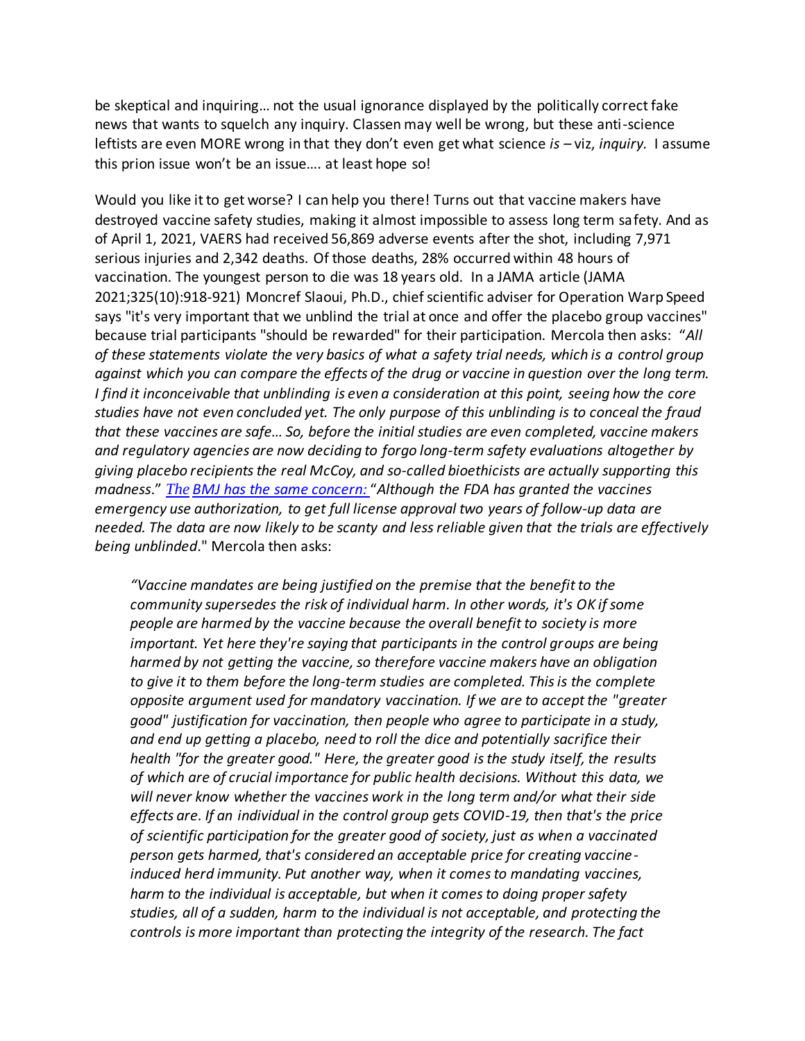be skeptical and inquiring… not the usual ignorance displayed by the politically correct fake news that wants to squelch any inquiry. Classen may well be wrong, but these anti-science leftists are even MORE wrong in that they don't even get what science *is* – viz, *inquiry*. I assume this prion issue won't be an issue…. at least hope so!

Would you like it to get worse? I can help you there! Turns out that vaccine makers have destroyed vaccine safety studies, making it almost impossible to assess long term safety. And as of April 1, 2021, VAERS had received 56,869 adverse events after the shot, including 7,971 serious injuries and 2,342 deaths. Of those deaths, 28% occurred within 48 hours of vaccination. The youngest person to die was 18 years old. In a JAMA article (JAMA 2021;325(10):918-921) Moncref Slaoui, Ph.D., chief scientific adviser for Operation Warp Speed says "it's very important that we unblind the trial at once and offer the placebo group vaccines" because trial participants "should be rewarded" for their participation. Mercola then asks: "*All of these statements violate the very basics of what a safety trial needs, which is a control group against which you can compare the effects of the drug or vaccine in question over the long term. I find it inconceivable that unblinding is even a consideration at this point, seeing how the core studies have not even concluded yet. The only purpose of this unblinding is to conceal the fraud that these vaccines are safe… So, before the initial studies are even completed, vaccine makers and regulatory agencies are now deciding to forgo long-term safety evaluations altogether by giving placebo recipients the real McCoy, and so-called bioethicists are actually supporting this madness*." The BMJ has the same concern: "*Although the FDA has granted the vaccines emergency use authorization, to get full license approval two years of follow-up data are needed. The data are now likely to be scanty and less reliable given that the trials are effectively being unblinded*." Mercola then asks:

> *"Vaccine mandates are being justified on the premise that the benefit to the community supersedes the risk of individual harm. In other words, it's OK if some people are harmed by the vaccine because the overall benefit to society is more important. Yet here they're saying that participants in the control groups are being harmed by not getting the vaccine, so therefore vaccine makers have an obligation to give it to them before the long-term studies are completed. This is the complete opposite argument used for mandatory vaccination. If we are to accept the "greater good" justification for vaccination, then people who agree to participate in a study, and end up getting a placebo, need to roll the dice and potentially sacrifice their health "for the greater good." Here, the greater good is the study itself, the results of which are of crucial importance for public health decisions. Without this data, we will never know whether the vaccines work in the long term and/or what their side effects are. If an individual in the control group gets COVID-19, then that's the price of scientific participation for the greater good of society, just as when a vaccinated person gets harmed, that's considered an acceptable price for creating vaccine-induced herd immunity. Put another way, when it comes to mandating vaccines, harm to the individual is acceptable, but when it comes to doing proper safety studies, all of a sudden, harm to the individual is not acceptable, and protecting the controls is more important than protecting the integrity of the research. The fact*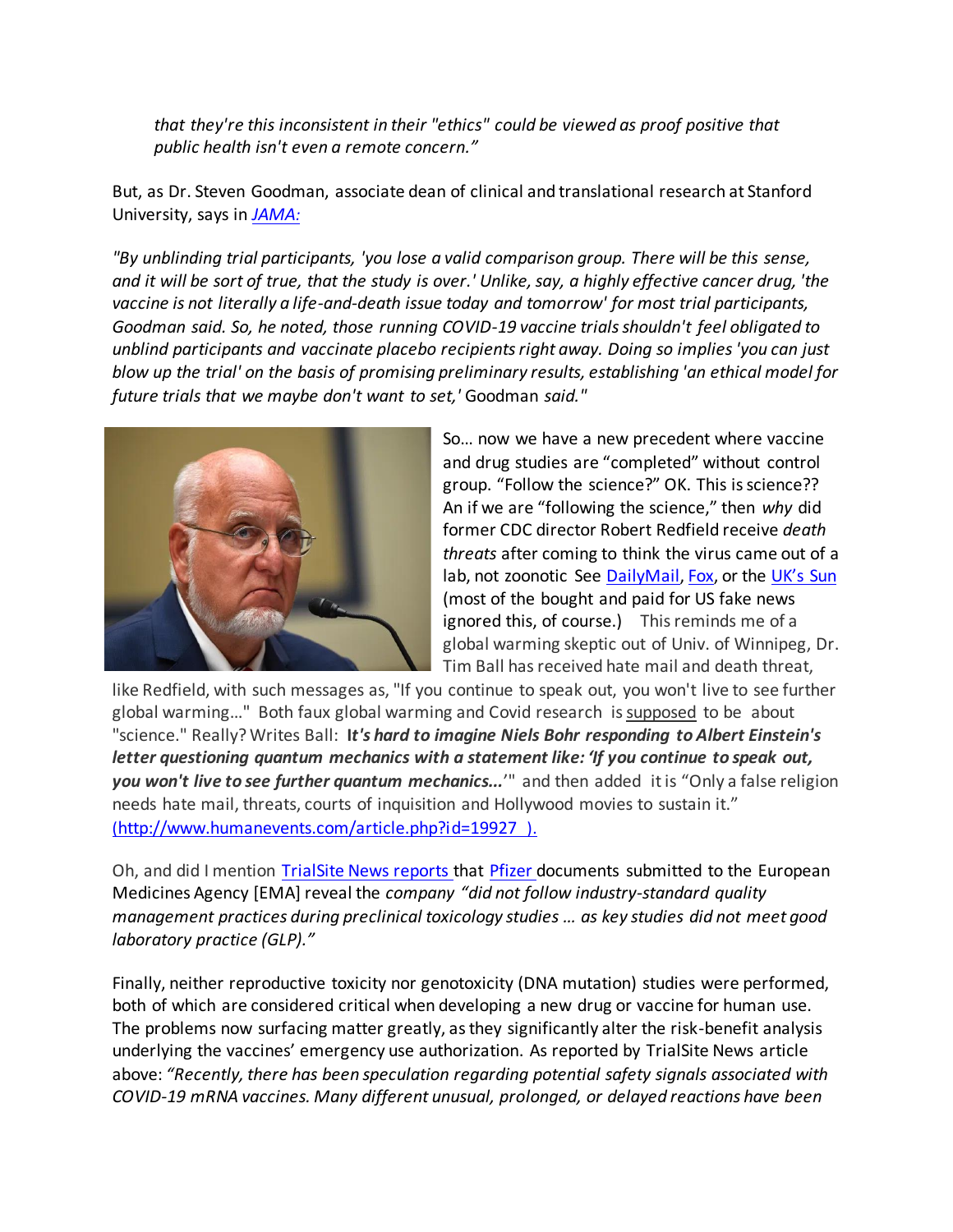*that they're this inconsistent in their "ethics" could be viewed as proof positive that public health isn't even a remote concern."*

But, as Dr. Steven Goodman, associate dean of clinical and translational research at Stanford University, says in *JAMA:*

*"By unblinding trial participants, 'you lose a valid comparison group. There will be this sense, and it will be sort of true, that the study is over.' Unlike, say, a highly effective cancer drug, 'the vaccine is not literally a life-and-death issue today and tomorrow' for most trial participants, Goodman said. So, he noted, those running COVID-19 vaccine trials shouldn't feel obligated to unblind participants and vaccinate placebo recipients right away. Doing so implies 'you can just blow up the trial' on the basis of promising preliminary results, establishing 'an ethical model for future trials that we maybe don't want to set,'* Goodman *said."*

So… now we have a new precedent where vaccine and drug studies are "completed" without control group. "Follow the science?" OK. This is science?? An if we are "following the science," then *why* did former CDC director Robert Redfield receive *death threats* after coming to think the virus came out of a lab, not zoonotic See DailyMail, Fox, or the UK's Sun (most of the bought and paid for US fake news ignored this, of course.) This reminds me of a global warming skeptic out of Univ. of Winnipeg, Dr. Tim Ball has received hate mail and death threat, like Redfield, with such messages as, "If you continue to speak out, you won't live to see further global warming…" Both faux global warming and Covid research is supposed to be about "science." Really? Writes Ball: ***It's hard to imagine Niels Bohr responding to Albert Einstein's letter questioning quantum mechanics with a statement like: 'If you continue to speak out, you won't live to see further quantum mechanics...'*** " and then added it is "Only a false religion needs hate mail, threats, courts of inquisition and Hollywood movies to sustain it." (http://www.humanevents.com/article.php?id=19927 ).

Oh, and did I mention TrialSite News reports that Pfizer documents submitted to the European Medicines Agency [EMA] reveal the *company "did not follow industry-standard quality management practices during preclinical toxicology studies … as key studies did not meet good laboratory practice (GLP)."*

Finally, neither reproductive toxicity nor genotoxicity (DNA mutation) studies were performed, both of which are considered critical when developing a new drug or vaccine for human use. The problems now surfacing matter greatly, as they significantly alter the risk-benefit analysis underlying the vaccines' emergency use authorization. As reported by TrialSite News article above: *"Recently, there has been speculation regarding potential safety signals associated with COVID-19 mRNA vaccines. Many different unusual, prolonged, or delayed reactions have been*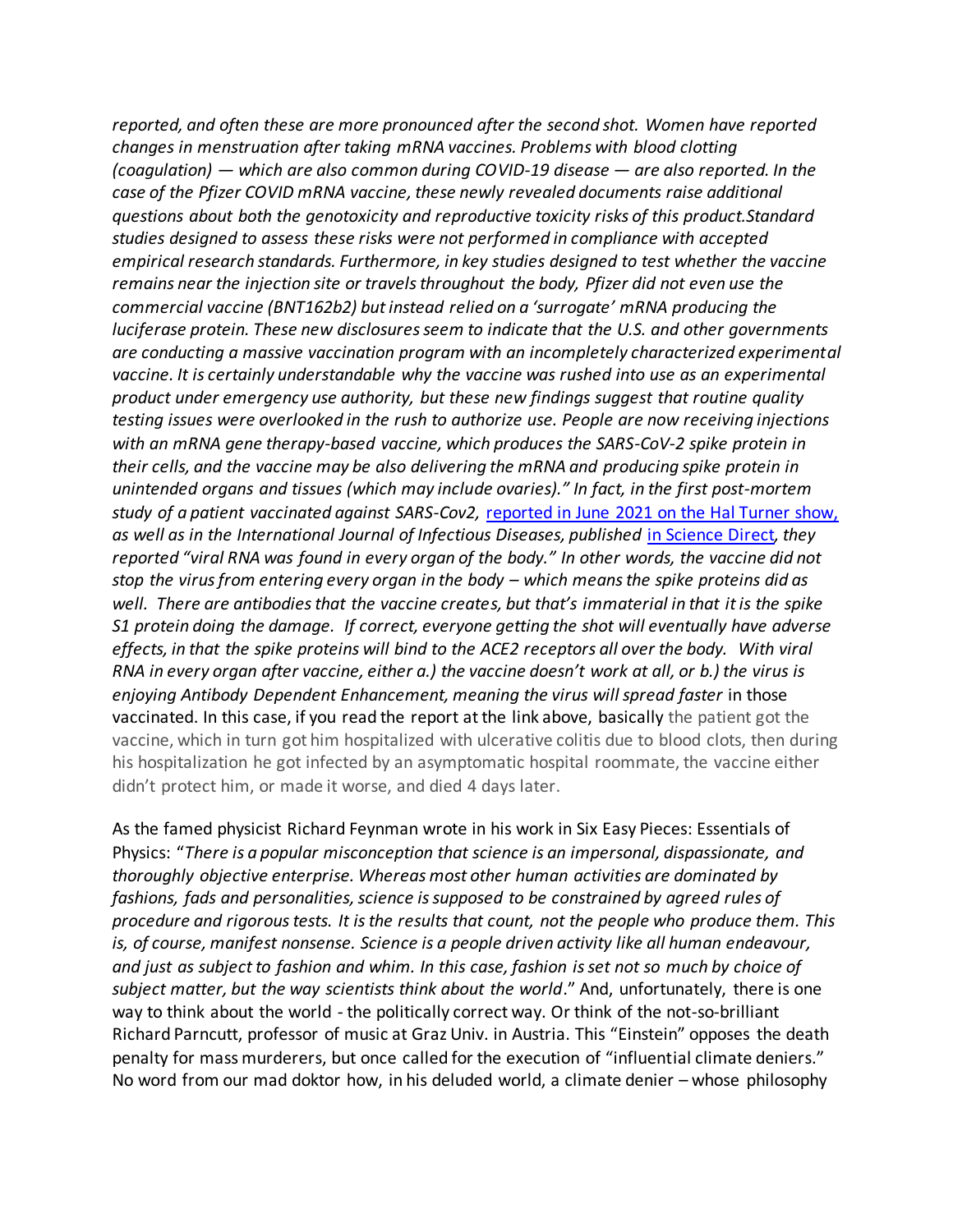*reported, and often these are more pronounced after the second shot. Women have reported changes in menstruation after taking mRNA vaccines. Problems with blood clotting (coagulation) — which are also common during COVID-19 disease — are also reported. In the case of the Pfizer COVID mRNA vaccine, these newly revealed documents raise additional questions about both the genotoxicity and reproductive toxicity risks of this product.Standard studies designed to assess these risks were not performed in compliance with accepted empirical research standards. Furthermore, in key studies designed to test whether the vaccine remains near the injection site or travels throughout the body, Pfizer did not even use the commercial vaccine (BNT162b2) but instead relied on a 'surrogate' mRNA producing the luciferase protein. These new disclosures seem to indicate that the U.S. and other governments are conducting a massive vaccination program with an incompletely characterized experimental vaccine. It is certainly understandable why the vaccine was rushed into use as an experimental product under emergency use authority, but these new findings suggest that routine quality testing issues were overlooked in the rush to authorize use. People are now receiving injections with an mRNA gene therapy-based vaccine, which produces the SARS-CoV-2 spike protein in their cells, and the vaccine may be also delivering the mRNA and producing spike protein in unintended organs and tissues (which may include ovaries)." In fact, in the first post-mortem study of a patient vaccinated against SARS-Cov2,* [reported in June 2021 on the Hal Turner show,](#) *as well as in the International Journal of Infectious Diseases, published* [in Science Direct](#)*, they reported "viral RNA was found in every organ of the body." In other words, the vaccine did not stop the virus from entering every organ in the body – which means the spike proteins did as well. There are antibodies that the vaccine creates, but that's immaterial in that it is the spike S1 protein doing the damage. If correct, everyone getting the shot will eventually have adverse effects, in that the spike proteins will bind to the ACE2 receptors all over the body. With viral RNA in every organ after vaccine, either a.) the vaccine doesn't work at all, or b.) the virus is enjoying Antibody Dependent Enhancement, meaning the virus will spread faster* in those vaccinated. In this case, if you read the report at the link above, basically the patient got the vaccine, which in turn got him hospitalized with ulcerative colitis due to blood clots, then during his hospitalization he got infected by an asymptomatic hospital roommate, the vaccine either didn't protect him, or made it worse, and died 4 days later.

As the famed physicist Richard Feynman wrote in his work in Six Easy Pieces: Essentials of Physics: "*There is a popular misconception that science is an impersonal, dispassionate, and thoroughly objective enterprise. Whereas most other human activities are dominated by fashions, fads and personalities, science is supposed to be constrained by agreed rules of procedure and rigorous tests. It is the results that count, not the people who produce them. This is, of course, manifest nonsense. Science is a people driven activity like all human endeavour, and just as subject to fashion and whim. In this case, fashion is set not so much by choice of subject matter, but the way scientists think about the world*." And, unfortunately, there is one way to think about the world - the politically correct way. Or think of the not-so-brilliant Richard Parncutt, professor of music at Graz Univ. in Austria. This "Einstein" opposes the death penalty for mass murderers, but once called for the execution of "influential climate deniers." No word from our mad doktor how, in his deluded world, a climate denier – whose philosophy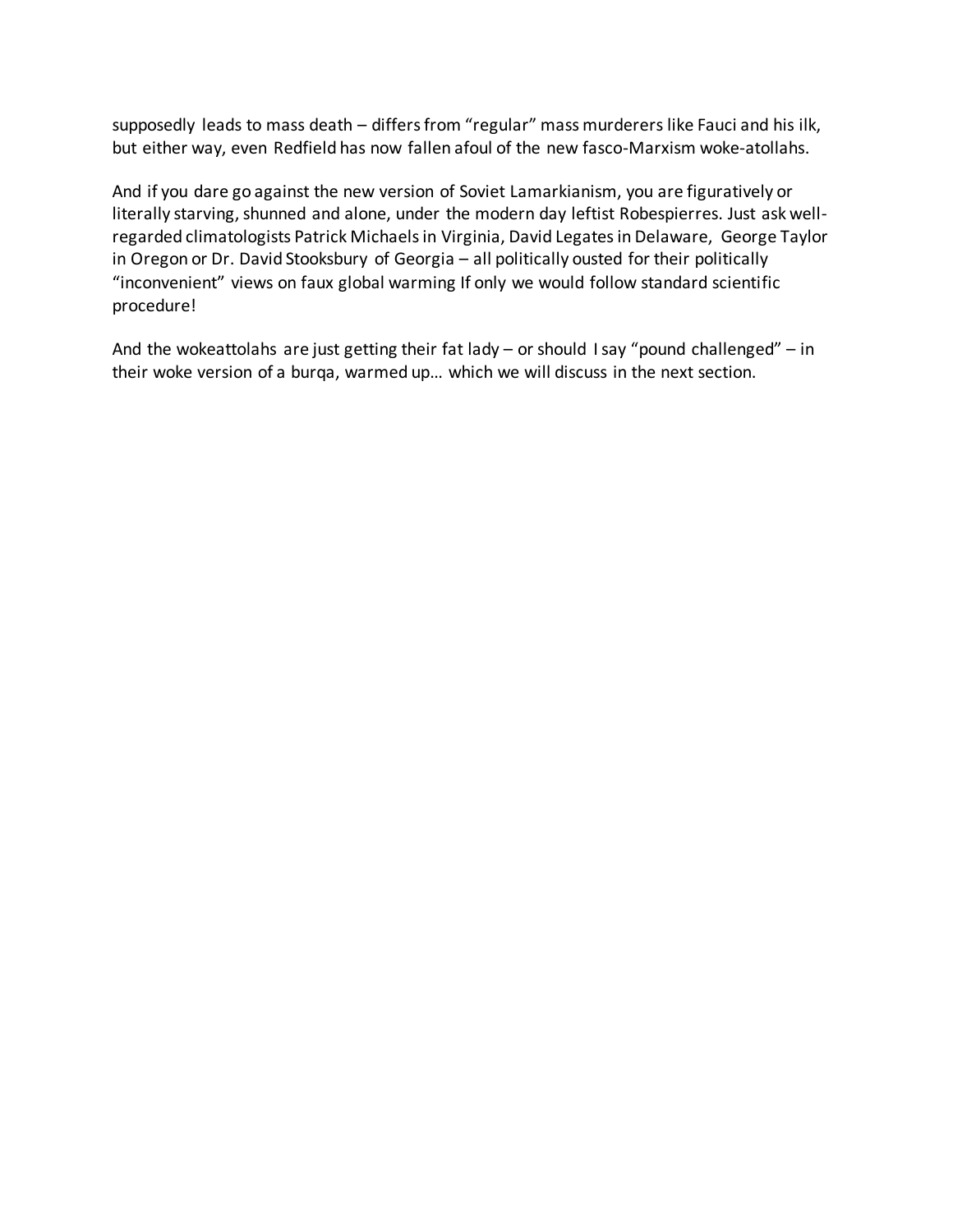supposedly leads to mass death – differs from "regular" mass murderers like Fauci and his ilk, but either way, even Redfield has now fallen afoul of the new fasco-Marxism woke-atollahs.

And if you dare go against the new version of Soviet Lamarkianism, you are figuratively or literally starving, shunned and alone, under the modern day leftist Robespierres. Just ask well-regarded climatologists Patrick Michaels in Virginia, David Legates in Delaware, George Taylor in Oregon or Dr. David Stooksbury of Georgia – all politically ousted for their politically "inconvenient" views on faux global warming If only we would follow standard scientific procedure!

And the wokeattolahs are just getting their fat lady – or should I say "pound challenged" – in their woke version of a burqa, warmed up… which we will discuss in the next section.